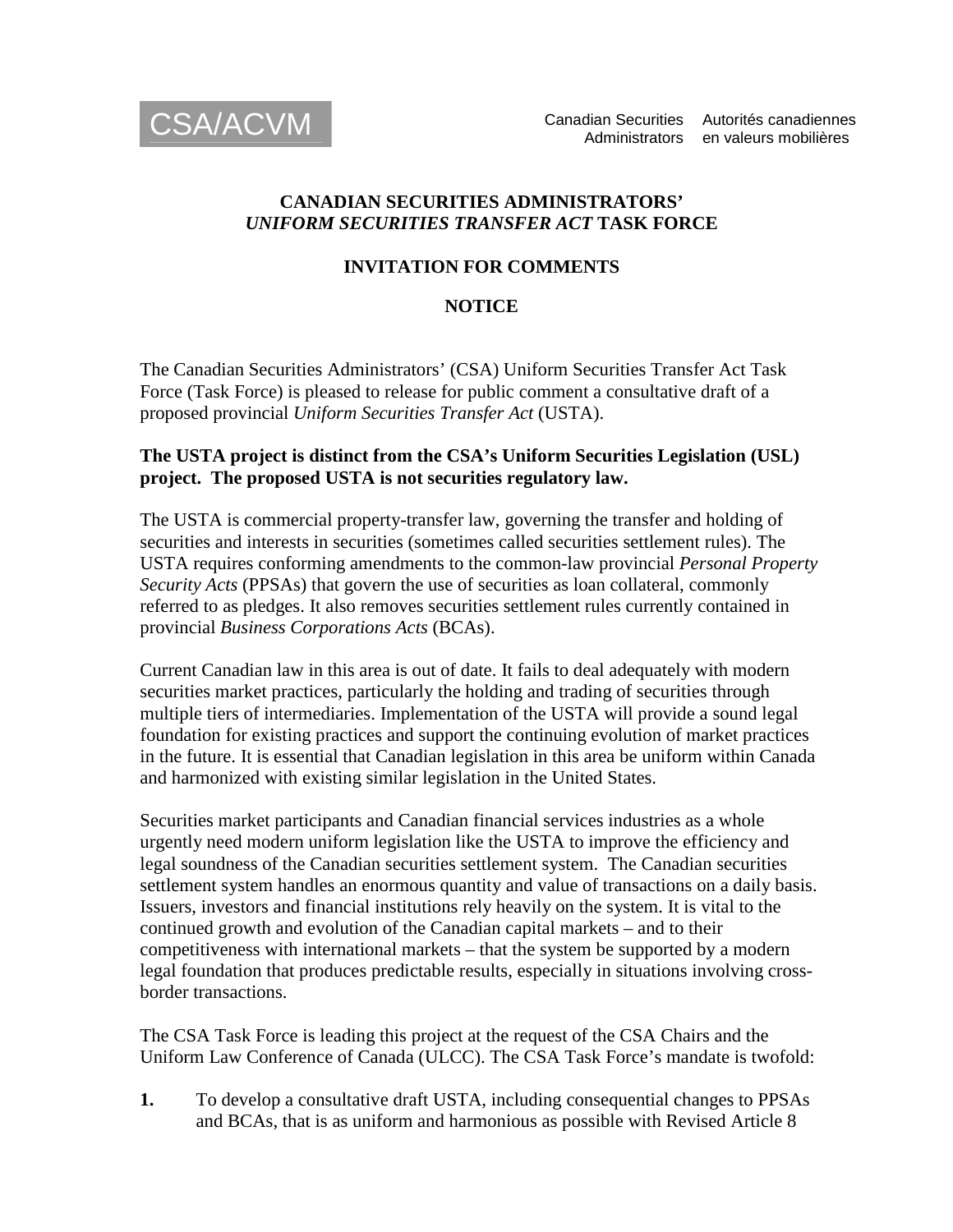CSA/ACVM

Canadian Securities Administrators — Autorités canadiennes en valeurs mobilières

**CANADIAN SECURITIES ADMINISTRATORS'**
***UNIFORM SECURITIES TRANSFER ACT*** **TASK FORCE**

**INVITATION FOR COMMENTS**

**NOTICE**

The Canadian Securities Administrators' (CSA) Uniform Securities Transfer Act Task Force (Task Force) is pleased to release for public comment a consultative draft of a proposed provincial *Uniform Securities Transfer Act* (USTA).

**The USTA project is distinct from the CSA's Uniform Securities Legislation (USL) project. The proposed USTA is not securities regulatory law.**

The USTA is commercial property-transfer law, governing the transfer and holding of securities and interests in securities (sometimes called securities settlement rules). The USTA requires conforming amendments to the common-law provincial *Personal Property Security Acts* (PPSAs) that govern the use of securities as loan collateral, commonly referred to as pledges. It also removes securities settlement rules currently contained in provincial *Business Corporations Acts* (BCAs).

Current Canadian law in this area is out of date. It fails to deal adequately with modern securities market practices, particularly the holding and trading of securities through multiple tiers of intermediaries. Implementation of the USTA will provide a sound legal foundation for existing practices and support the continuing evolution of market practices in the future. It is essential that Canadian legislation in this area be uniform within Canada and harmonized with existing similar legislation in the United States.

Securities market participants and Canadian financial services industries as a whole urgently need modern uniform legislation like the USTA to improve the efficiency and legal soundness of the Canadian securities settlement system. The Canadian securities settlement system handles an enormous quantity and value of transactions on a daily basis. Issuers, investors and financial institutions rely heavily on the system. It is vital to the continued growth and evolution of the Canadian capital markets – and to their competitiveness with international markets – that the system be supported by a modern legal foundation that produces predictable results, especially in situations involving cross-border transactions.

The CSA Task Force is leading this project at the request of the CSA Chairs and the Uniform Law Conference of Canada (ULCC). The CSA Task Force's mandate is twofold:

**1.** To develop a consultative draft USTA, including consequential changes to PPSAs and BCAs, that is as uniform and harmonious as possible with Revised Article 8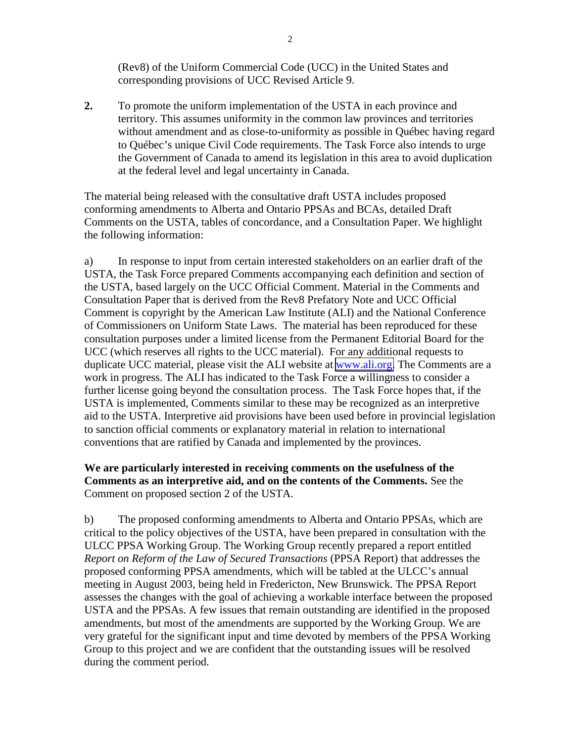(Rev8) of the Uniform Commercial Code (UCC) in the United States and corresponding provisions of UCC Revised Article 9.

**2.** To promote the uniform implementation of the USTA in each province and territory. This assumes uniformity in the common law provinces and territories without amendment and as close-to-uniformity as possible in Québec having regard to Québec's unique Civil Code requirements. The Task Force also intends to urge the Government of Canada to amend its legislation in this area to avoid duplication at the federal level and legal uncertainty in Canada.

The material being released with the consultative draft USTA includes proposed conforming amendments to Alberta and Ontario PPSAs and BCAs, detailed Draft Comments on the USTA, tables of concordance, and a Consultation Paper. We highlight the following information:

a) In response to input from certain interested stakeholders on an earlier draft of the USTA, the Task Force prepared Comments accompanying each definition and section of the USTA, based largely on the UCC Official Comment. Material in the Comments and Consultation Paper that is derived from the Rev8 Prefatory Note and UCC Official Comment is copyright by the American Law Institute (ALI) and the National Conference of Commissioners on Uniform State Laws. The material has been reproduced for these consultation purposes under a limited license from the Permanent Editorial Board for the UCC (which reserves all rights to the UCC material). For any additional requests to duplicate UCC material, please visit the ALI website at www.ali.org. The Comments are a work in progress. The ALI has indicated to the Task Force a willingness to consider a further license going beyond the consultation process. The Task Force hopes that, if the USTA is implemented, Comments similar to these may be recognized as an interpretive aid to the USTA. Interpretive aid provisions have been used before in provincial legislation to sanction official comments or explanatory material in relation to international conventions that are ratified by Canada and implemented by the provinces.

**We are particularly interested in receiving comments on the usefulness of the Comments as an interpretive aid, and on the contents of the Comments.** See the Comment on proposed section 2 of the USTA.

b) The proposed conforming amendments to Alberta and Ontario PPSAs, which are critical to the policy objectives of the USTA, have been prepared in consultation with the ULCC PPSA Working Group. The Working Group recently prepared a report entitled *Report on Reform of the Law of Secured Transactions* (PPSA Report) that addresses the proposed conforming PPSA amendments, which will be tabled at the ULCC's annual meeting in August 2003, being held in Fredericton, New Brunswick. The PPSA Report assesses the changes with the goal of achieving a workable interface between the proposed USTA and the PPSAs. A few issues that remain outstanding are identified in the proposed amendments, but most of the amendments are supported by the Working Group. We are very grateful for the significant input and time devoted by members of the PPSA Working Group to this project and we are confident that the outstanding issues will be resolved during the comment period.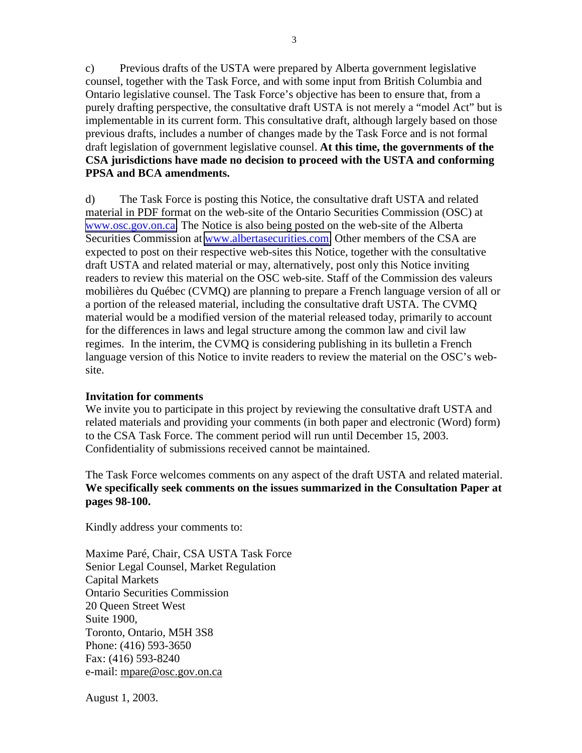c) Previous drafts of the USTA were prepared by Alberta government legislative counsel, together with the Task Force, and with some input from British Columbia and Ontario legislative counsel. The Task Force's objective has been to ensure that, from a purely drafting perspective, the consultative draft USTA is not merely a "model Act" but is implementable in its current form. This consultative draft, although largely based on those previous drafts, includes a number of changes made by the Task Force and is not formal draft legislation of government legislative counsel. **At this time, the governments of the CSA jurisdictions have made no decision to proceed with the USTA and conforming PPSA and BCA amendments.**

d) The Task Force is posting this Notice, the consultative draft USTA and related material in PDF format on the web-site of the Ontario Securities Commission (OSC) at www.osc.gov.on.ca. The Notice is also being posted on the web-site of the Alberta Securities Commission at www.albertasecurities.com. Other members of the CSA are expected to post on their respective web-sites this Notice, together with the consultative draft USTA and related material or may, alternatively, post only this Notice inviting readers to review this material on the OSC web-site. Staff of the Commission des valeurs mobilières du Québec (CVMQ) are planning to prepare a French language version of all or a portion of the released material, including the consultative draft USTA. The CVMQ material would be a modified version of the material released today, primarily to account for the differences in laws and legal structure among the common law and civil law regimes. In the interim, the CVMQ is considering publishing in its bulletin a French language version of this Notice to invite readers to review the material on the OSC's web-site.

**Invitation for comments**

We invite you to participate in this project by reviewing the consultative draft USTA and related materials and providing your comments (in both paper and electronic (Word) form) to the CSA Task Force. The comment period will run until December 15, 2003. Confidentiality of submissions received cannot be maintained.

The Task Force welcomes comments on any aspect of the draft USTA and related material. **We specifically seek comments on the issues summarized in the Consultation Paper at pages 98-100.**

Kindly address your comments to:

Maxime Paré, Chair, CSA USTA Task Force
Senior Legal Counsel, Market Regulation
Capital Markets
Ontario Securities Commission
20 Queen Street West
Suite 1900,
Toronto, Ontario, M5H 3S8
Phone: (416) 593-3650
Fax: (416) 593-8240
e-mail: mpare@osc.gov.on.ca

August 1, 2003.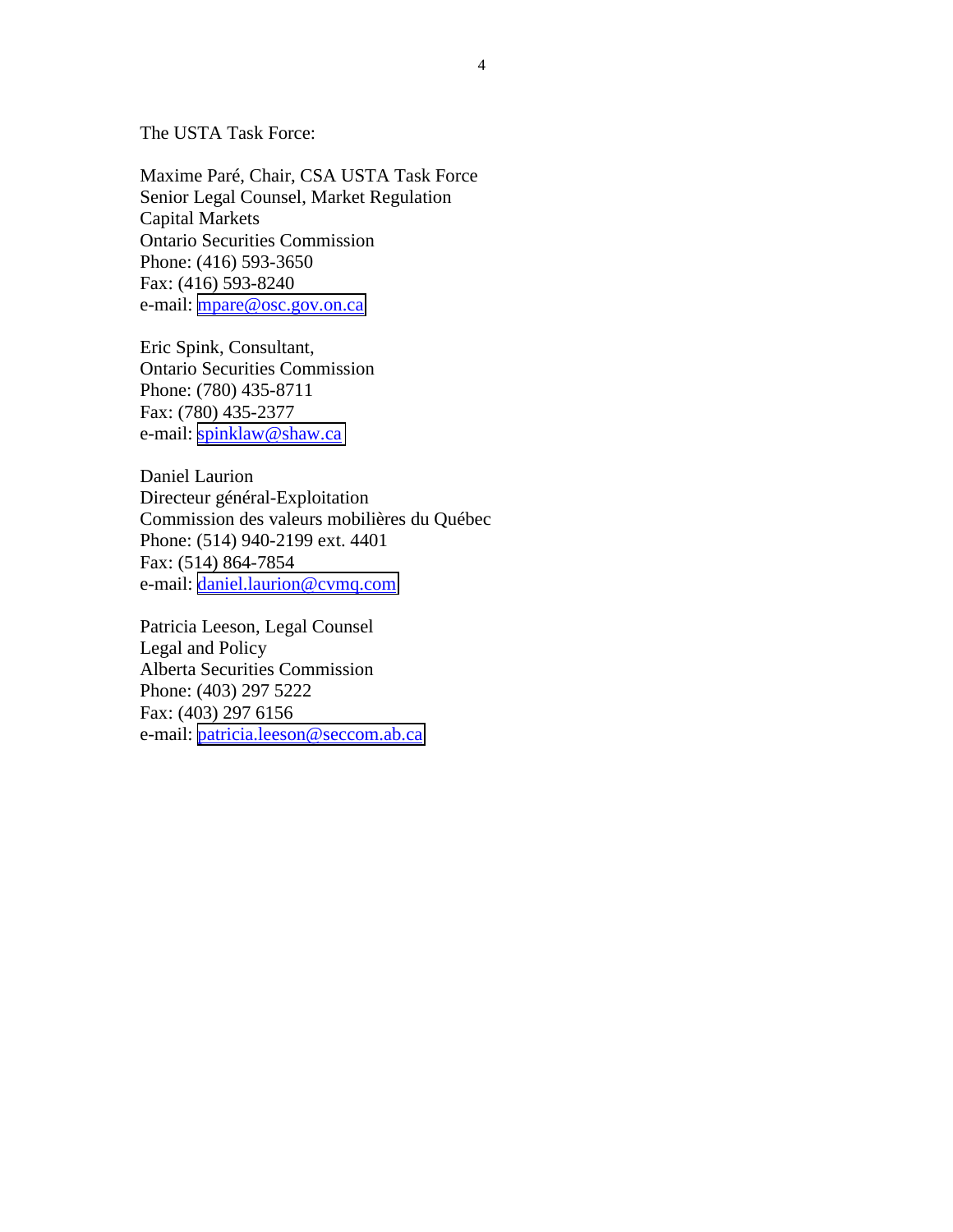The USTA Task Force:

Maxime Paré, Chair, CSA USTA Task Force  
Senior Legal Counsel, Market Regulation  
Capital Markets  
Ontario Securities Commission  
Phone: (416) 593-3650  
Fax: (416) 593-8240  
e-mail: mpare@osc.gov.on.ca

Eric Spink, Consultant,  
Ontario Securities Commission  
Phone: (780) 435-8711  
Fax: (780) 435-2377  
e-mail: spinklaw@shaw.ca

Daniel Laurion  
Directeur général-Exploitation  
Commission des valeurs mobilières du Québec  
Phone: (514) 940-2199 ext. 4401  
Fax: (514) 864-7854  
e-mail: daniel.laurion@cvmq.com

Patricia Leeson, Legal Counsel  
Legal and Policy  
Alberta Securities Commission  
Phone: (403) 297 5222  
Fax: (403) 297 6156  
e-mail: patricia.leeson@seccom.ab.ca